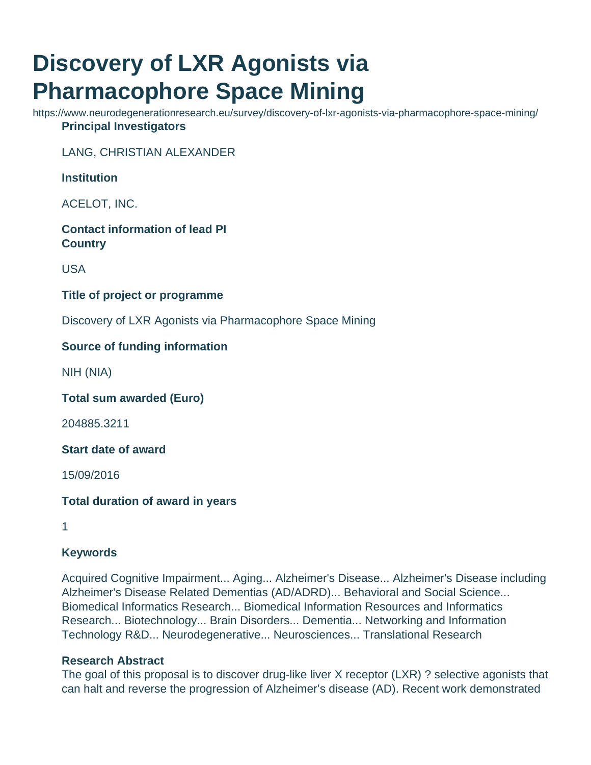# Discovery of LXR Agonists via Pharmacophore Space Mining

https://www.neurodegenerationresearch.eu/survey/discovery-of-lxr-agonists-via-pharmacophore-space-mining/

**Principal Investigators**

LANG, CHRISTIAN ALEXANDER

**Institution**

ACELOT, INC.

**Contact information of lead PI**

**Country**

USA

**Title of project or programme**

Discovery of LXR Agonists via Pharmacophore Space Mining

**Source of funding information**

NIH (NIA)

**Total sum awarded (Euro)**

204885.3211

**Start date of award**

15/09/2016

**Total duration of award in years**

1

**Keywords**

Acquired Cognitive Impairment... Aging... Alzheimer's Disease... Alzheimer's Disease including Alzheimer's Disease Related Dementias (AD/ADRD)... Behavioral and Social Science... Biomedical Informatics Research... Biomedical Information Resources and Informatics Research... Biotechnology... Brain Disorders... Dementia... Networking and Information Technology R&D... Neurodegenerative... Neurosciences... Translational Research

**Research Abstract**

The goal of this proposal is to discover drug-like liver X receptor (LXR) ? selective agonists that can halt and reverse the progression of Alzheimer's disease (AD). Recent work demonstrated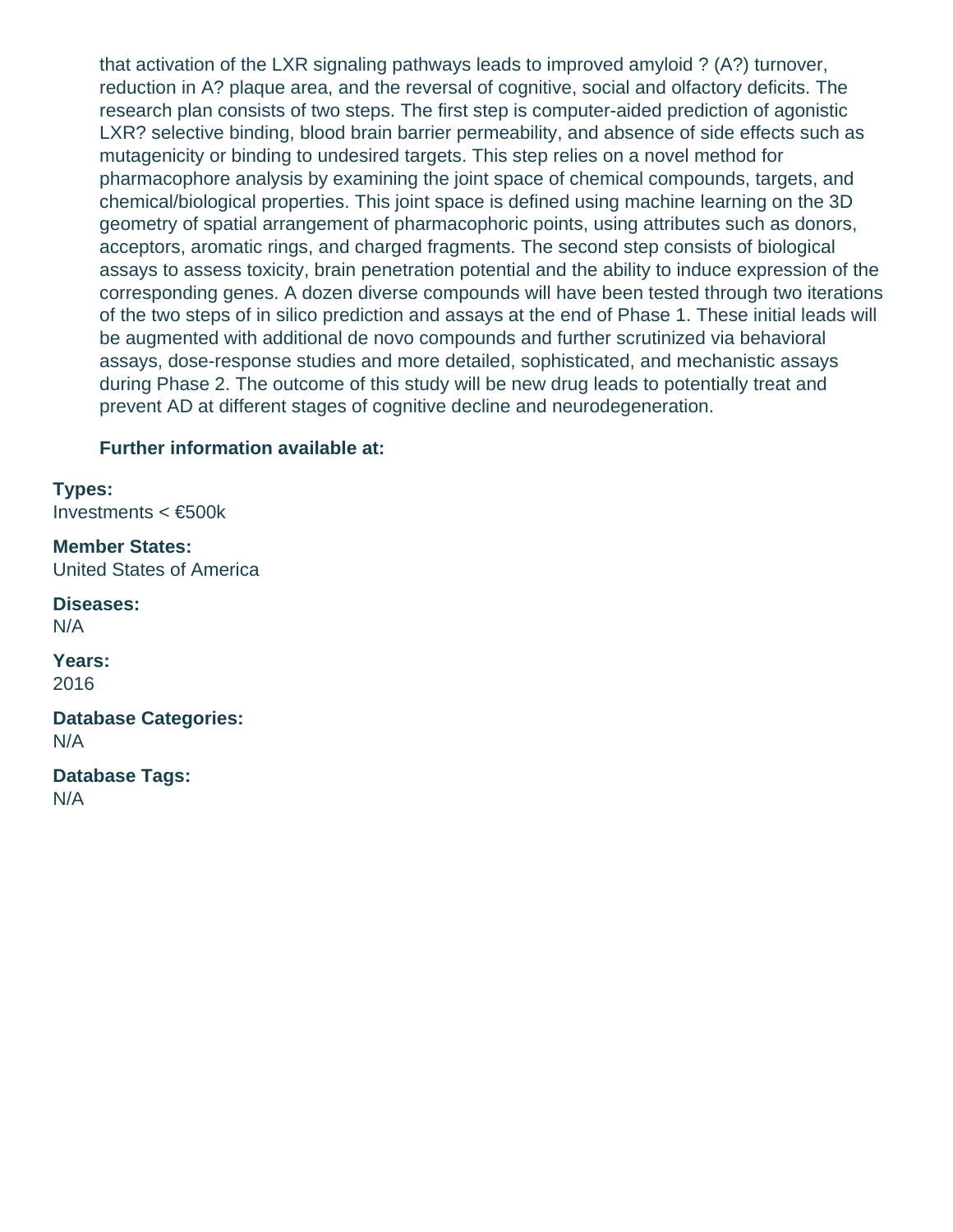that activation of the LXR signaling pathways leads to improved amyloid ? (A?) turnover, reduction in A? plaque area, and the reversal of cognitive, social and olfactory deficits. The research plan consists of two steps. The first step is computer-aided prediction of agonistic LXR? selective binding, blood brain barrier permeability, and absence of side effects such as mutagenicity or binding to undesired targets. This step relies on a novel method for pharmacophore analysis by examining the joint space of chemical compounds, targets, and chemical/biological properties. This joint space is defined using machine learning on the 3D geometry of spatial arrangement of pharmacophoric points, using attributes such as donors, acceptors, aromatic rings, and charged fragments. The second step consists of biological assays to assess toxicity, brain penetration potential and the ability to induce expression of the corresponding genes. A dozen diverse compounds will have been tested through two iterations of the two steps of in silico prediction and assays at the end of Phase 1. These initial leads will be augmented with additional de novo compounds and further scrutinized via behavioral assays, dose-response studies and more detailed, sophisticated, and mechanistic assays during Phase 2. The outcome of this study will be new drug leads to potentially treat and prevent AD at different stages of cognitive decline and neurodegeneration.

**Further information available at:**

**Types:**
Investments < €500k

**Member States:**
United States of America

**Diseases:**
N/A

**Years:**
2016

**Database Categories:**
N/A

**Database Tags:**
N/A